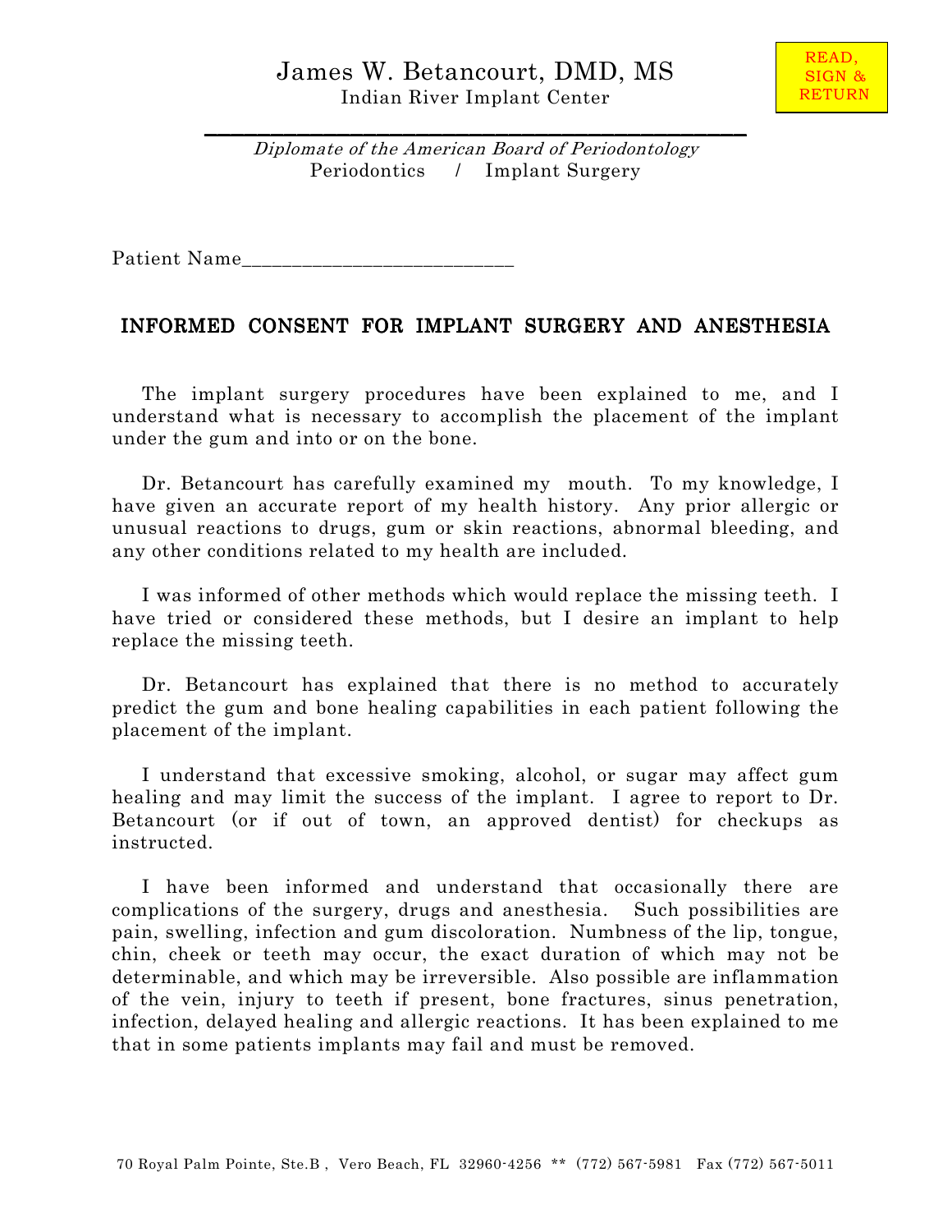READ, SIGN & RETURN

# James W. Betancourt, DMD, MS

Indian River Implant Center

*Diplomate of the American Board of Periodontology*

Periodontics / Implant Surgery

Patient Name___________________________

## INFORMED CONSENT FOR IMPLANT SURGERY AND ANESTHESIA

The implant surgery procedures have been explained to me, and I understand what is necessary to accomplish the placement of the implant under the gum and into or on the bone.

Dr. Betancourt has carefully examined my mouth. To my knowledge, I have given an accurate report of my health history. Any prior allergic or unusual reactions to drugs, gum or skin reactions, abnormal bleeding, and any other conditions related to my health are included.

I was informed of other methods which would replace the missing teeth. I have tried or considered these methods, but I desire an implant to help replace the missing teeth.

Dr. Betancourt has explained that there is no method to accurately predict the gum and bone healing capabilities in each patient following the placement of the implant.

I understand that excessive smoking, alcohol, or sugar may affect gum healing and may limit the success of the implant. I agree to report to Dr. Betancourt (or if out of town, an approved dentist) for checkups as instructed.

I have been informed and understand that occasionally there are complications of the surgery, drugs and anesthesia. Such possibilities are pain, swelling, infection and gum discoloration. Numbness of the lip, tongue, chin, cheek or teeth may occur, the exact duration of which may not be determinable, and which may be irreversible. Also possible are inflammation of the vein, injury to teeth if present, bone fractures, sinus penetration, infection, delayed healing and allergic reactions. It has been explained to me that in some patients implants may fail and must be removed.

70 Royal Palm Pointe, Ste.B , Vero Beach, FL 32960-4256 ** (772) 567-5981 Fax (772) 567-5011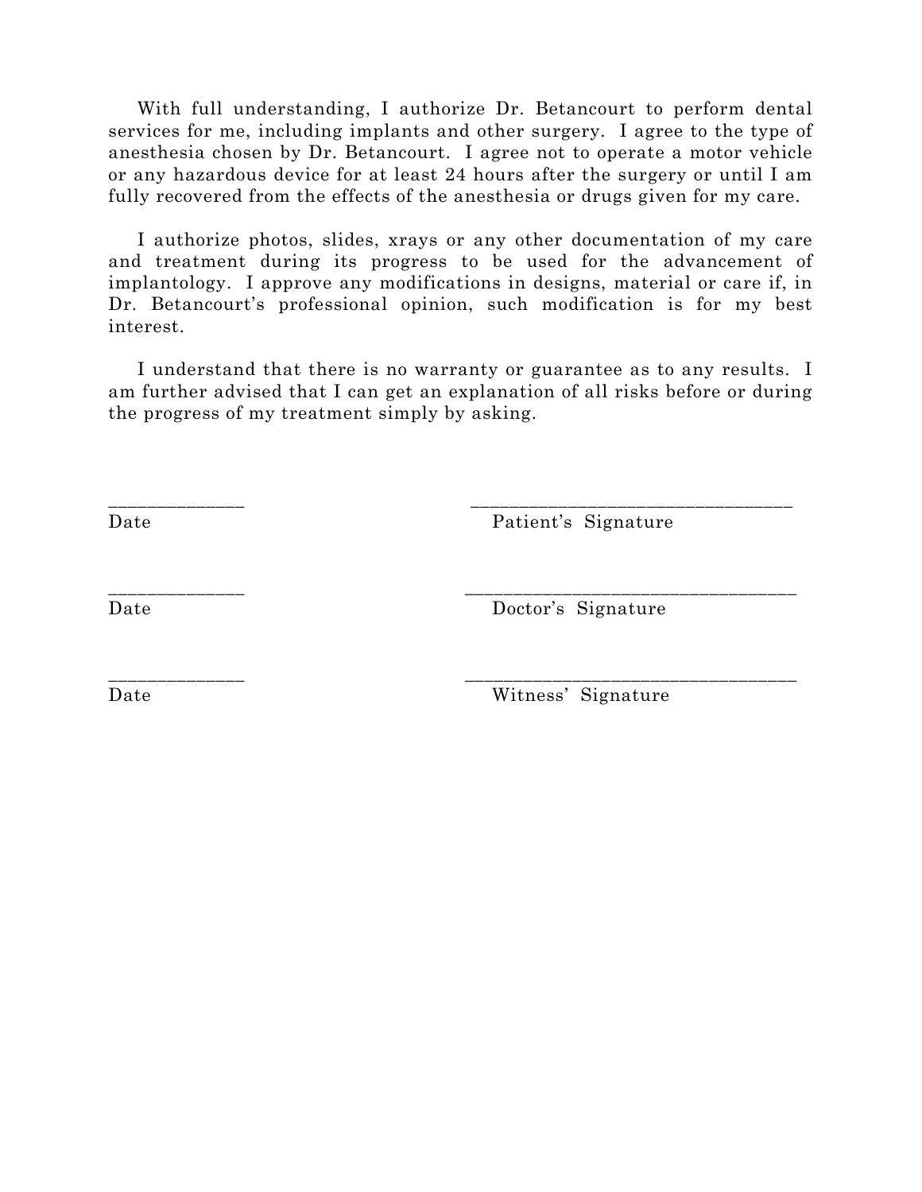With full understanding, I authorize Dr. Betancourt to perform dental services for me, including implants and other surgery. I agree to the type of anesthesia chosen by Dr. Betancourt. I agree not to operate a motor vehicle or any hazardous device for at least 24 hours after the surgery or until I am fully recovered from the effects of the anesthesia or drugs given for my care.

I authorize photos, slides, xrays or any other documentation of my care and treatment during its progress to be used for the advancement of implantology. I approve any modifications in designs, material or care if, in Dr. Betancourt's professional opinion, such modification is for my best interest.

I understand that there is no warranty or guarantee as to any results. I am further advised that I can get an explanation of all risks before or during the progress of my treatment simply by asking.

_____________ _________________________________

Date Patient's Signature

_____________ _________________________________

Date Doctor's Signature

_____________ _________________________________

Date Witness' Signature